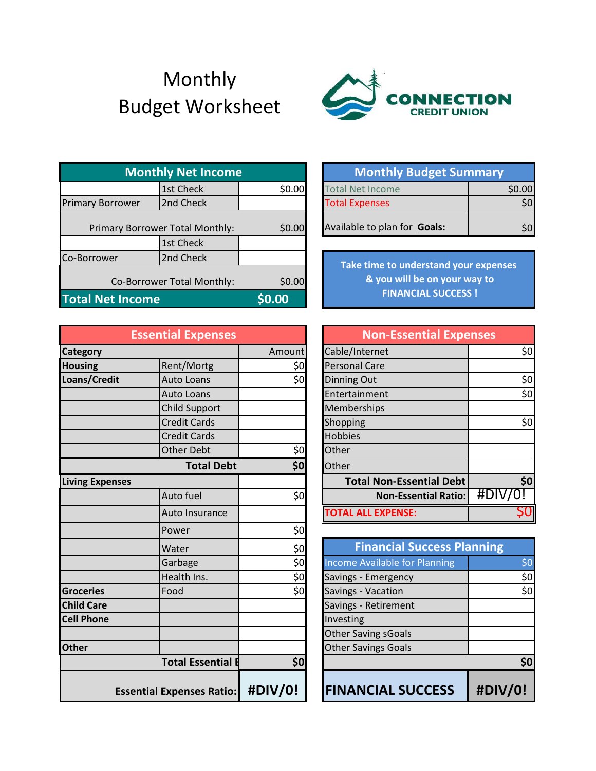# Monthly Budget Worksheet

CONNECTION CREDIT UNION

| Monthly Net Income | | |
|---|---|---|
| | 1st Check | $0.00 |
| Primary Borrower | 2nd Check | |
| Primary Borrower Total Monthly: | | $0.00 |
| | 1st Check | |
| Co-Borrower | 2nd Check | |
| Co-Borrower Total Monthly: | | $0.00 |
| **Total Net Income** | | **$0.00** |

| Monthly Budget Summary | |
|---|---|
| Total Net Income | $0.00 |
| Total Expenses | $0 |
| Available to plan for **Goals:** | $0 |

Take time to understand your expenses & you will be on your way to FINANCIAL SUCCESS !

| Essential Expenses | | |
|---|---|---|
| **Category** | | Amount |
| **Housing** | Rent/Mortg | $0 |
| **Loans/Credit** | Auto Loans | $0 |
| | Auto Loans | |
| | Child Support | |
| | Credit Cards | |
| | Credit Cards | |
| | Other Debt | $0 |
| **Total Debt** | | **$0** |
| **Living Expenses** | | |
| | Auto fuel | $0 |
| | Auto Insurance | |
| | Power | $0 |
| | Water | $0 |
| | Garbage | $0 |
| | Health Ins. | $0 |
| **Groceries** | Food | $0 |
| **Child Care** | | |
| **Cell Phone** | | |
| | | |
| **Other** | | |
| **Total Essential E** | | **$0** |
| **Essential Expenses Ratio:** | | **#DIV/0!** |

| Non-Essential Expenses | |
|---|---|
| Cable/Internet | $0 |
| Personal Care | |
| Dinning Out | $0 |
| Entertainment | $0 |
| Memberships | |
| Shopping | $0 |
| Hobbies | |
| Other | |
| Other | |
| **Total Non-Essential Debt** | **$0** |
| **Non-Essential Ratio:** | #DIV/0! |
| **TOTAL ALL EXPENSE:** | $0 |

| Financial Success Planning | |
|---|---|
| Income Available for Planning | $0 |
| Savings - Emergency | $0 |
| Savings - Vacation | $0 |
| Savings - Retirement | |
| Investing | |
| Other Saving sGoals | |
| Other Savings Goals | |
| | **$0** |
| **FINANCIAL SUCCESS** | **#DIV/0!** |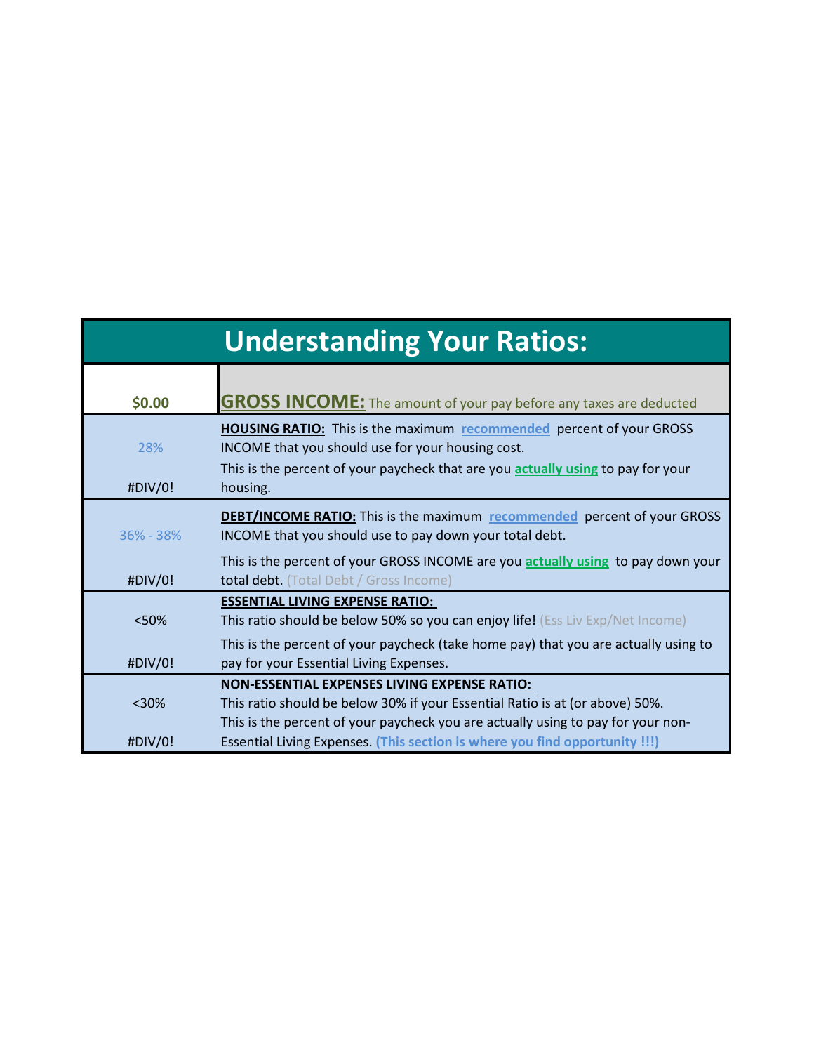# Understanding Your Ratios:

| | |
|---|---|
| **$0.00** | **GROSS INCOME:** The amount of your pay before any taxes are deducted |
| 28% | **HOUSING RATIO:** This is the maximum **recommended** percent of your GROSS INCOME that you should use for your housing cost. |
| #DIV/0! | This is the percent of your paycheck that are you **actually using** to pay for your housing. |
| 36% - 38% | **DEBT/INCOME RATIO:** This is the maximum **recommended** percent of your GROSS INCOME that you should use to pay down your total debt. |
| #DIV/0! | This is the percent of your GROSS INCOME are you **actually using** to pay down your total debt. (Total Debt / Gross Income) |
| <50% | **ESSENTIAL LIVING EXPENSE RATIO:** This ratio should be below 50% so you can enjoy life! (Ess Liv Exp/Net Income) |
| #DIV/0! | This is the percent of your paycheck (take home pay) that you are actually using to pay for your Essential Living Expenses. |
| <30% | **NON-ESSENTIAL EXPENSES LIVING EXPENSE RATIO:** This ratio should be below 30% if your Essential Ratio is at (or above) 50%. |
| #DIV/0! | This is the percent of your paycheck you are actually using to pay for your non-Essential Living Expenses. **(This section is where you find opportunity !!!)** |